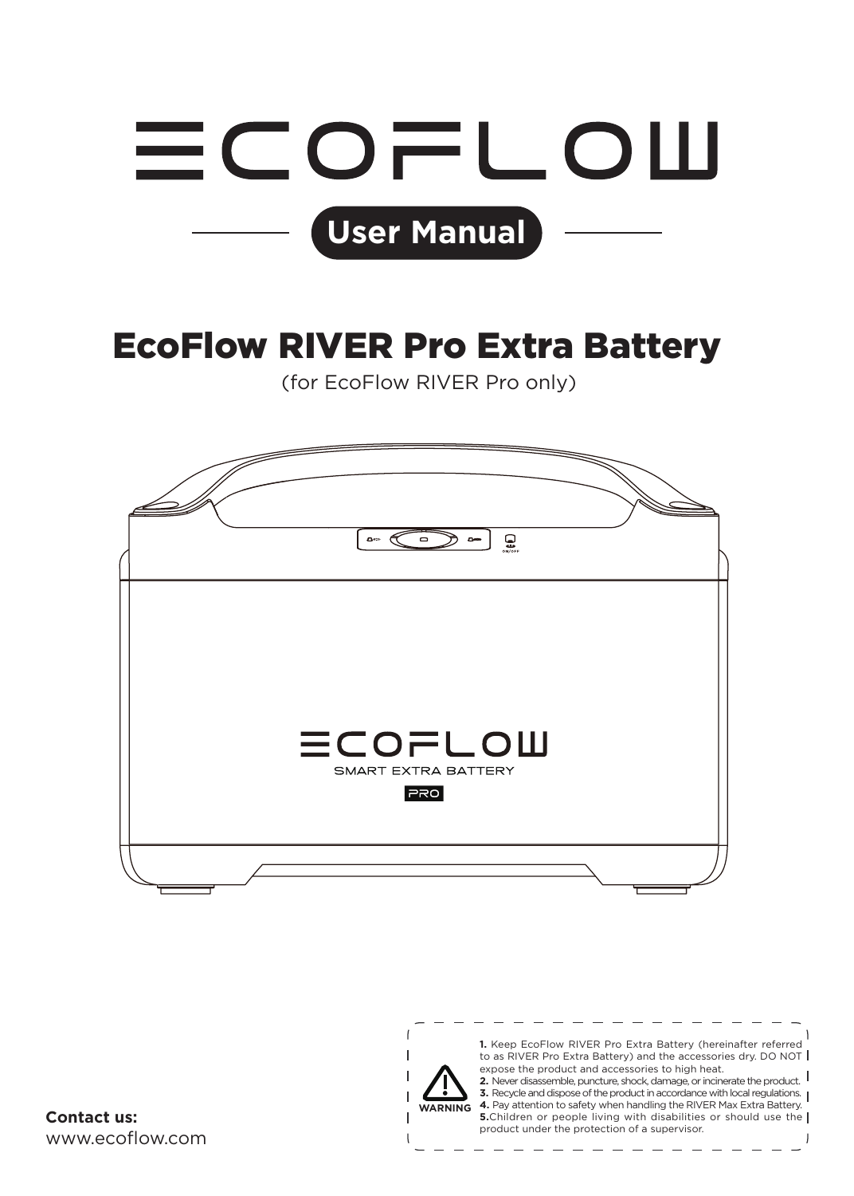# ECOFLOW

## User Manual

# EcoFlow RIVER Pro Extra Battery

(for EcoFlow RIVER Pro only)

**WARNING**

**1.** Keep EcoFlow RIVER Pro Extra Battery (hereinafter referred to as RIVER Pro Extra Battery) and the accessories dry. DO NOT expose the product and accessories to high heat.
**2.** Never disassemble, puncture, shock, damage, or incinerate the product.
**3.** Recycle and dispose of the product in accordance with local regulations.
**4.** Pay attention to safety when handling the RIVER Max Extra Battery.
**5.** Children or people living with disabilities or should use the product under the protection of a supervisor.

**Contact us:**
www.ecoflow.com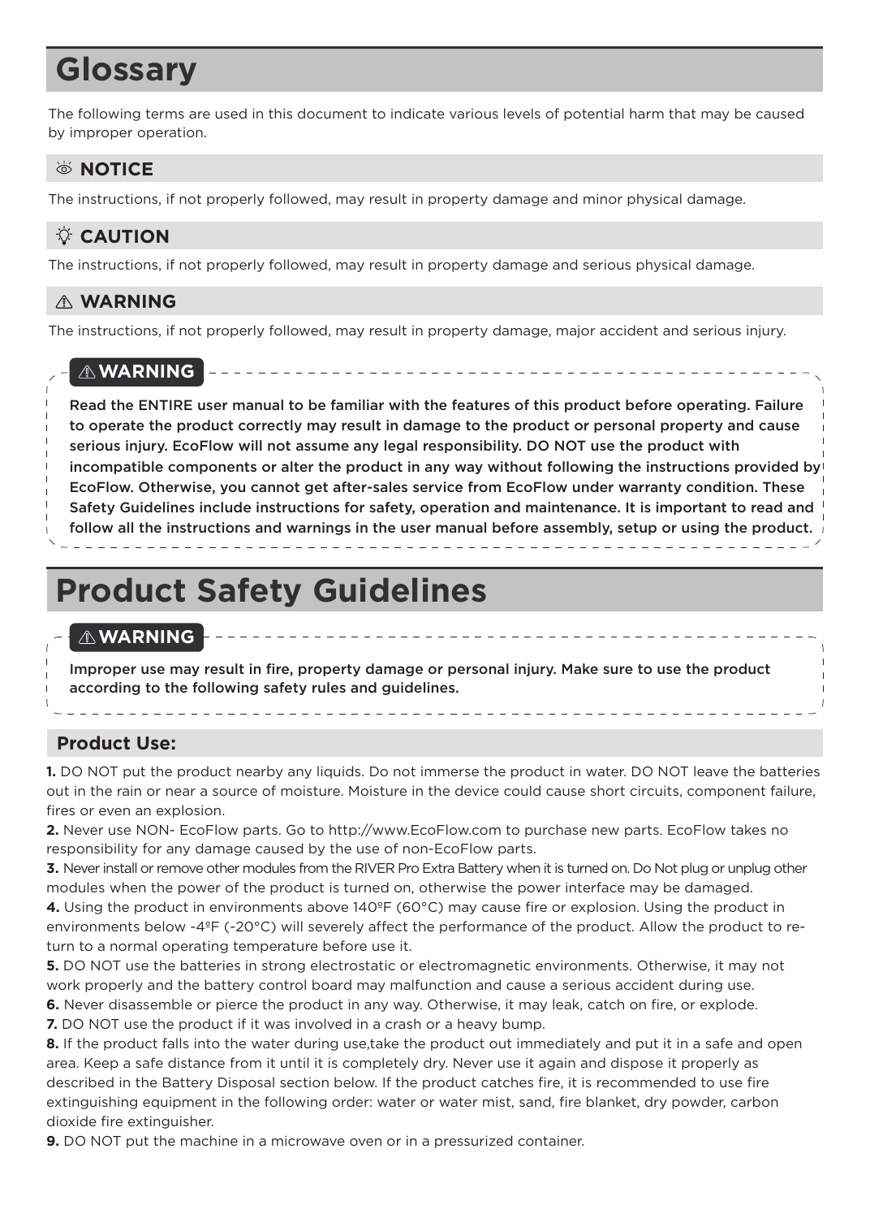# Glossary

The following terms are used in this document to indicate various levels of potential harm that may be caused by improper operation.

### NOTICE

The instructions, if not properly followed, may result in property damage and minor physical damage.

### CAUTION

The instructions, if not properly followed, may result in property damage and serious physical damage.

### WARNING

The instructions, if not properly followed, may result in property damage, major accident and serious injury.

> **WARNING**
>
> **Read the ENTIRE user manual to be familiar with the features of this product before operating. Failure to operate the product correctly may result in damage to the product or personal property and cause serious injury. EcoFlow will not assume any legal responsibility. DO NOT use the product with incompatible components or alter the product in any way without following the instructions provided by EcoFlow. Otherwise, you cannot get after-sales service from EcoFlow under warranty condition. These Safety Guidelines include instructions for safety, operation and maintenance. It is important to read and follow all the instructions and warnings in the user manual before assembly, setup or using the product.**

# Product Safety Guidelines

> **WARNING**
>
> **Improper use may result in fire, property damage or personal injury. Make sure to use the product according to the following safety rules and guidelines.**

### Product Use:

**1.** DO NOT put the product nearby any liquids. Do not immerse the product in water. DO NOT leave the batteries out in the rain or near a source of moisture. Moisture in the device could cause short circuits, component failure, fires or even an explosion.

**2.** Never use NON- EcoFlow parts. Go to http://www.EcoFlow.com to purchase new parts. EcoFlow takes no responsibility for any damage caused by the use of non-EcoFlow parts.

**3.** Never install or remove other modules from the RIVER Pro Extra Battery when it is turned on. Do Not plug or unplug other modules when the power of the product is turned on, otherwise the power interface may be damaged.

**4.** Using the product in environments above 140ºF (60°C) may cause fire or explosion. Using the product in environments below -4ºF (-20°C) will severely affect the performance of the product. Allow the product to return to a normal operating temperature before use it.

**5.** DO NOT use the batteries in strong electrostatic or electromagnetic environments. Otherwise, it may not work properly and the battery control board may malfunction and cause a serious accident during use.

**6.** Never disassemble or pierce the product in any way. Otherwise, it may leak, catch on fire, or explode.

**7.** DO NOT use the product if it was involved in a crash or a heavy bump.

**8.** If the product falls into the water during use,take the product out immediately and put it in a safe and open area. Keep a safe distance from it until it is completely dry. Never use it again and dispose it properly as described in the Battery Disposal section below. If the product catches fire, it is recommended to use fire extinguishing equipment in the following order: water or water mist, sand, fire blanket, dry powder, carbon dioxide fire extinguisher.

**9.** DO NOT put the machine in a microwave oven or in a pressurized container.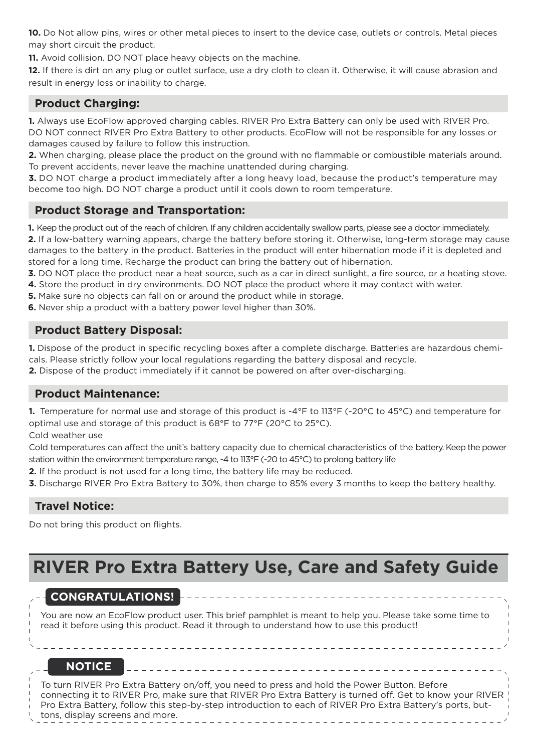**10.** Do Not allow pins, wires or other metal pieces to insert to the device case, outlets or controls. Metal pieces may short circuit the product.

**11.** Avoid collision. DO NOT place heavy objects on the machine.

**12.** If there is dirt on any plug or outlet surface, use a dry cloth to clean it. Otherwise, it will cause abrasion and result in energy loss or inability to charge.

### Product Charging:

**1.** Always use EcoFlow approved charging cables. RIVER Pro Extra Battery can only be used with RIVER Pro. DO NOT connect RIVER Pro Extra Battery to other products. EcoFlow will not be responsible for any losses or damages caused by failure to follow this instruction.

**2.** When charging, please place the product on the ground with no flammable or combustible materials around. To prevent accidents, never leave the machine unattended during charging.

**3.** DO NOT charge a product immediately after a long heavy load, because the product's temperature may become too high. DO NOT charge a product until it cools down to room temperature.

### Product Storage and Transportation:

**1.** Keep the product out of the reach of children. If any children accidentally swallow parts, please see a doctor immediately.

**2.** If a low-battery warning appears, charge the battery before storing it. Otherwise, long-term storage may cause damages to the battery in the product. Batteries in the product will enter hibernation mode if it is depleted and stored for a long time. Recharge the product can bring the battery out of hibernation.

**3.** DO NOT place the product near a heat source, such as a car in direct sunlight, a fire source, or a heating stove.

**4.** Store the product in dry environments. DO NOT place the product where it may contact with water.

**5.** Make sure no objects can fall on or around the product while in storage.

**6.** Never ship a product with a battery power level higher than 30%.

### Product Battery Disposal:

**1.** Dispose of the product in specific recycling boxes after a complete discharge. Batteries are hazardous chemicals. Please strictly follow your local regulations regarding the battery disposal and recycle.

**2.** Dispose of the product immediately if it cannot be powered on after over-discharging.

### Product Maintenance:

**1.** Temperature for normal use and storage of this product is -4°F to 113°F (-20°C to 45°C) and temperature for optimal use and storage of this product is 68°F to 77°F (20°C to 25°C).

Cold weather use

Cold temperatures can affect the unit's battery capacity due to chemical characteristics of the battery. Keep the power station within the environment temperature range, -4 to 113°F (-20 to 45°C) to prolong battery life

**2.** If the product is not used for a long time, the battery life may be reduced.

**3.** Discharge RIVER Pro Extra Battery to 30%, then charge to 85% every 3 months to keep the battery healthy.

### Travel Notice:

Do not bring this product on flights.

# RIVER Pro Extra Battery Use, Care and Safety Guide

**CONGRATULATIONS!**

You are now an EcoFlow product user. This brief pamphlet is meant to help you. Please take some time to read it before using this product. Read it through to understand how to use this product!

**NOTICE**

To turn RIVER Pro Extra Battery on/off, you need to press and hold the Power Button. Before connecting it to RIVER Pro, make sure that RIVER Pro Extra Battery is turned off. Get to know your RIVER Pro Extra Battery, follow this step-by-step introduction to each of RIVER Pro Extra Battery's ports, buttons, display screens and more.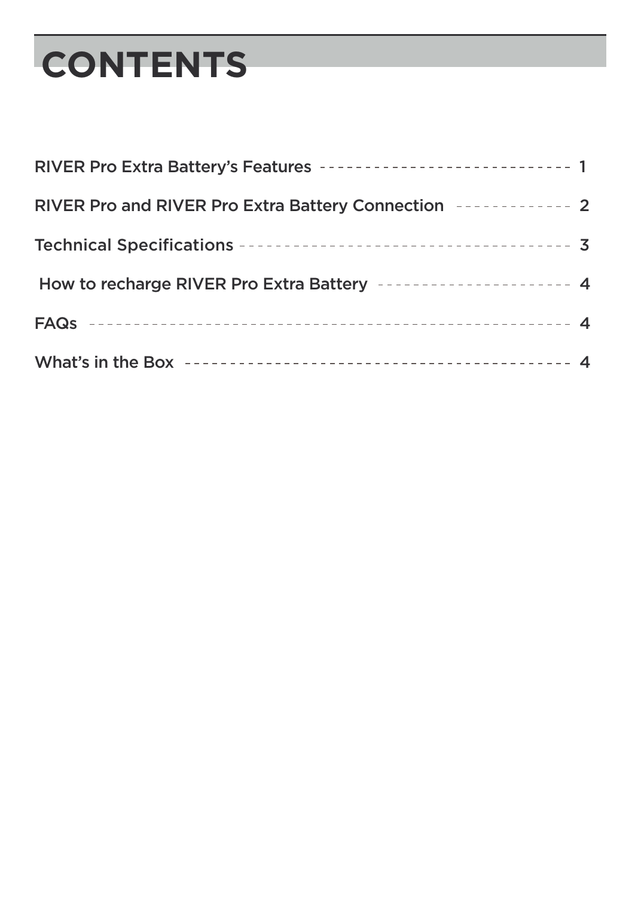# CONTENTS

RIVER Pro Extra Battery's Features ---------------------------- 1

RIVER Pro and RIVER Pro Extra Battery Connection ------------- 2

Technical Specifications ------------------------------------- 3

How to recharge RIVER Pro Extra Battery --------------------- 4

FAQs -------------------------------------------------------- 4

What's in the Box ------------------------------------------- 4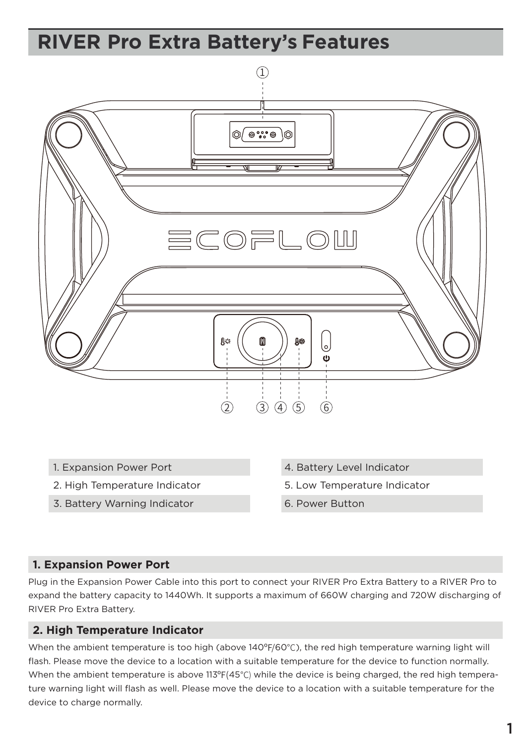# RIVER Pro Extra Battery's Features

1. Expansion Power Port
2. High Temperature Indicator
3. Battery Warning Indicator
4. Battery Level Indicator
5. Low Temperature Indicator
6. Power Button

## 1. Expansion Power Port

Plug in the Expansion Power Cable into this port to connect your RIVER Pro Extra Battery to a RIVER Pro to expand the battery capacity to 1440Wh. It supports a maximum of 660W charging and 720W discharging of RIVER Pro Extra Battery.

## 2. High Temperature Indicator

When the ambient temperature is too high (above 140ºF/60℃), the red high temperature warning light will flash. Please move the device to a location with a suitable temperature for the device to function normally. When the ambient temperature is above 113ºF(45℃) while the device is being charged, the red high temperature warning light will flash as well. Please move the device to a location with a suitable temperature for the device to charge normally.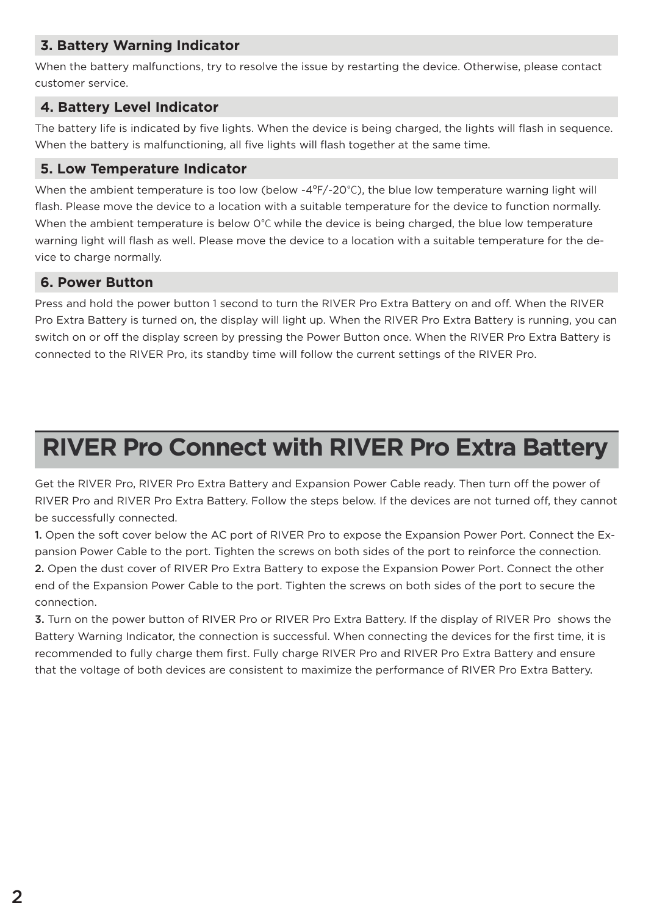### 3. Battery Warning Indicator

When the battery malfunctions, try to resolve the issue by restarting the device. Otherwise, please contact customer service.

### 4. Battery Level Indicator

The battery life is indicated by five lights. When the device is being charged, the lights will flash in sequence. When the battery is malfunctioning, all five lights will flash together at the same time.

### 5. Low Temperature Indicator

When the ambient temperature is too low (below -4°F/-20℃), the blue low temperature warning light will flash. Please move the device to a location with a suitable temperature for the device to function normally. When the ambient temperature is below 0℃ while the device is being charged, the blue low temperature warning light will flash as well. Please move the device to a location with a suitable temperature for the device to charge normally.

### 6. Power Button

Press and hold the power button 1 second to turn the RIVER Pro Extra Battery on and off. When the RIVER Pro Extra Battery is turned on, the display will light up. When the RIVER Pro Extra Battery is running, you can switch on or off the display screen by pressing the Power Button once. When the RIVER Pro Extra Battery is connected to the RIVER Pro, its standby time will follow the current settings of the RIVER Pro.

# RIVER Pro Connect with RIVER Pro Extra Battery

Get the RIVER Pro, RIVER Pro Extra Battery and Expansion Power Cable ready. Then turn off the power of RIVER Pro and RIVER Pro Extra Battery. Follow the steps below. If the devices are not turned off, they cannot be successfully connected.

**1.** Open the soft cover below the AC port of RIVER Pro to expose the Expansion Power Port. Connect the Expansion Power Cable to the port. Tighten the screws on both sides of the port to reinforce the connection.

**2.** Open the dust cover of RIVER Pro Extra Battery to expose the Expansion Power Port. Connect the other end of the Expansion Power Cable to the port. Tighten the screws on both sides of the port to secure the connection.

**3.** Turn on the power button of RIVER Pro or RIVER Pro Extra Battery. If the display of RIVER Pro shows the Battery Warning Indicator, the connection is successful. When connecting the devices for the first time, it is recommended to fully charge them first. Fully charge RIVER Pro and RIVER Pro Extra Battery and ensure that the voltage of both devices are consistent to maximize the performance of RIVER Pro Extra Battery.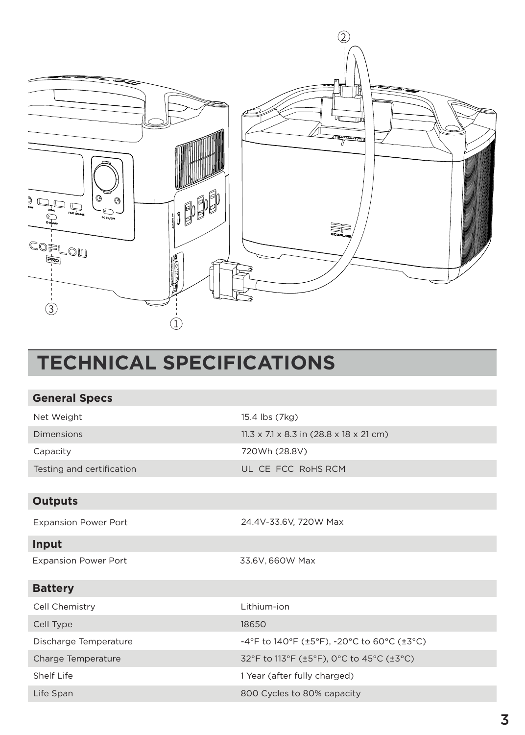# TECHNICAL SPECIFICATIONS

| General Specs | |
|---|---|
| Net Weight | 15.4 lbs (7kg) |
| Dimensions | 11.3 x 7.1 x 8.3 in (28.8 x 18 x 21 cm) |
| Capacity | 720Wh (28.8V) |
| Testing and certification | UL CE FCC RoHS RCM |

| Outputs | |
|---|---|
| Expansion Power Port | 24.4V-33.6V, 720W Max |

| Input | |
|---|---|
| Expansion Power Port | 33.6V, 660W Max |

| Battery | |
|---|---|
| Cell Chemistry | Lithium-ion |
| Cell Type | 18650 |
| Discharge Temperature | -4°F to 140°F (±5°F), -20°C to 60°C (±3°C) |
| Charge Temperature | 32°F to 113°F (±5°F), 0°C to 45°C (±3°C) |
| Shelf Life | 1 Year (after fully charged) |
| Life Span | 800 Cycles to 80% capacity |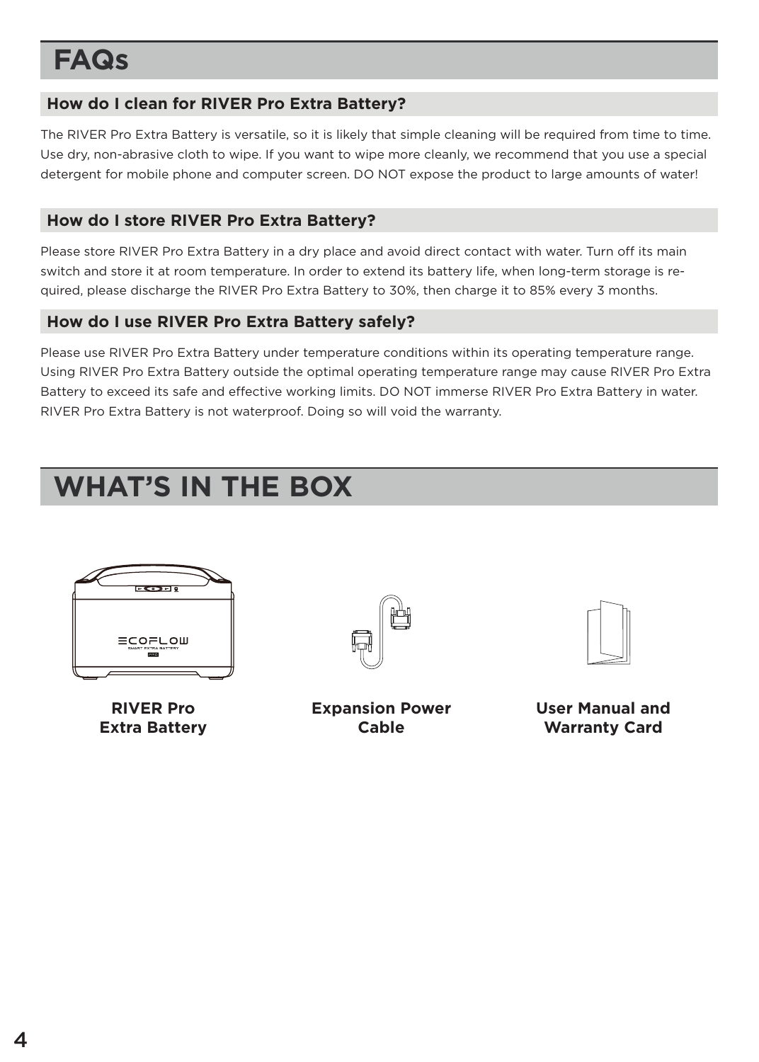# FAQs

## How do I clean for RIVER Pro Extra Battery?

The RIVER Pro Extra Battery is versatile, so it is likely that simple cleaning will be required from time to time. Use dry, non-abrasive cloth to wipe. If you want to wipe more cleanly, we recommend that you use a special detergent for mobile phone and computer screen. DO NOT expose the product to large amounts of water!

## How do I store RIVER Pro Extra Battery?

Please store RIVER Pro Extra Battery in a dry place and avoid direct contact with water. Turn off its main switch and store it at room temperature. In order to extend its battery life, when long-term storage is required, please discharge the RIVER Pro Extra Battery to 30%, then charge it to 85% every 3 months.

## How do I use RIVER Pro Extra Battery safely?

Please use RIVER Pro Extra Battery under temperature conditions within its operating temperature range. Using RIVER Pro Extra Battery outside the optimal operating temperature range may cause RIVER Pro Extra Battery to exceed its safe and effective working limits. DO NOT immerse RIVER Pro Extra Battery in water. RIVER Pro Extra Battery is not waterproof. Doing so will void the warranty.

# WHAT'S IN THE BOX

**RIVER Pro Extra Battery**

**Expansion Power Cable**

**User Manual and Warranty Card**